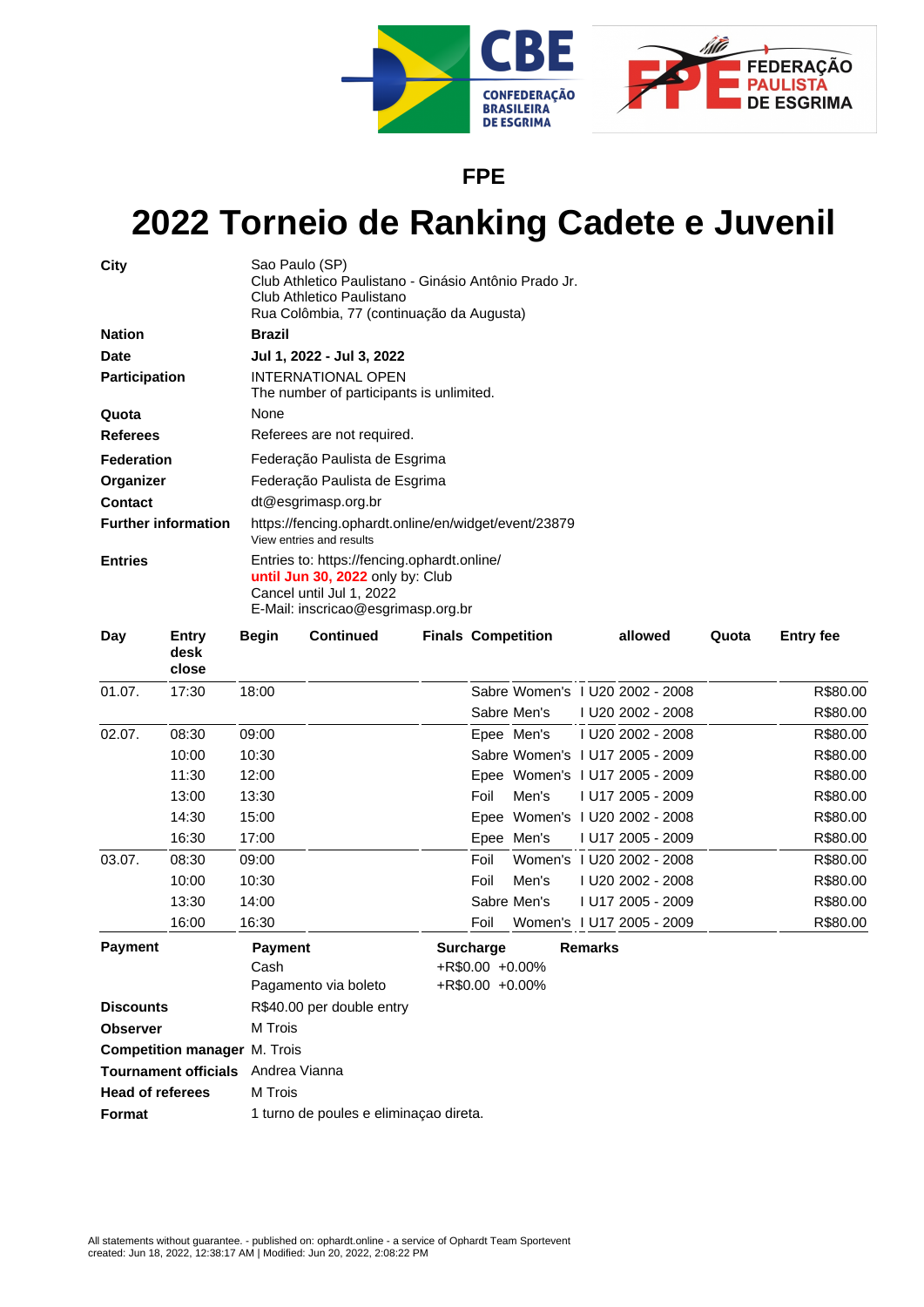FPE

# 2022 Torneio de Ranking Cadete e Juvenil

| | |
|---|---|
| **City** | Sao Paulo (SP)<br>Club Athletico Paulistano - Ginásio Antônio Prado Jr.<br>Club Athletico Paulistano<br>Rua Colômbia, 77 (continuação da Augusta) |
| **Nation** | **Brazil** |
| **Date** | **Jul 1, 2022 - Jul 3, 2022** |
| **Participation** | INTERNATIONAL OPEN<br>The number of participants is unlimited. |
| **Quota** | None |
| **Referees** | Referees are not required. |
| **Federation** | Federação Paulista de Esgrima |
| **Organizer** | Federação Paulista de Esgrima |
| **Contact** | dt@esgrimasp.org.br |
| **Further information** | https://fencing.ophardt.online/en/widget/event/23879<br>View entries and results |
| **Entries** | Entries to: https://fencing.ophardt.online/<br>**until Jun 30, 2022** only by: Club<br>Cancel until Jul 1, 2022<br>E-Mail: inscricao@esgrimasp.org.br |

| Day | Entry desk close | Begin | Continued | Finals | Competition | allowed | Quota | Entry fee |
|---|---|---|---|---|---|---|---|---|
| 01.07. | 17:30 | 18:00 | | | Sabre Women's I | U20 2002 - 2008 | | R$80.00 |
| | | | | | Sabre Men's I | U20 2002 - 2008 | | R$80.00 |
| 02.07. | 08:30 | 09:00 | | | Epee Men's I | U20 2002 - 2008 | | R$80.00 |
| | 10:00 | 10:30 | | | Sabre Women's I | U17 2005 - 2009 | | R$80.00 |
| | 11:30 | 12:00 | | | Epee Women's I | U17 2005 - 2009 | | R$80.00 |
| | 13:00 | 13:30 | | | Foil Men's I | U17 2005 - 2009 | | R$80.00 |
| | 14:30 | 15:00 | | | Epee Women's I | U20 2002 - 2008 | | R$80.00 |
| | 16:30 | 17:00 | | | Epee Men's I | U17 2005 - 2009 | | R$80.00 |
| 03.07. | 08:30 | 09:00 | | | Foil Women's I | U20 2002 - 2008 | | R$80.00 |
| | 10:00 | 10:30 | | | Foil Men's I | U20 2002 - 2008 | | R$80.00 |
| | 13:30 | 14:00 | | | Sabre Men's I | U17 2005 - 2009 | | R$80.00 |
| | 16:00 | 16:30 | | | Foil Women's I | U17 2005 - 2009 | | R$80.00 |

**Payment**

| Payment | Surcharge | Remarks |
|---|---|---|
| Cash | +R$0.00 +0.00% | |
| Pagamento via boleto | +R$0.00 +0.00% | |

| | |
|---|---|
| **Discounts** | R$40.00 per double entry |
| **Observer** | M Trois |
| **Competition manager** | M. Trois |
| **Tournament officials** | Andrea Vianna |
| **Head of referees** | M Trois |
| **Format** | 1 turno de poules e eliminaçao direta. |

All statements without guarantee. - published on: ophardt.online - a service of Ophardt Team Sportevent
created: Jun 18, 2022, 12:38:17 AM | Modified: Jun 20, 2022, 2:08:22 PM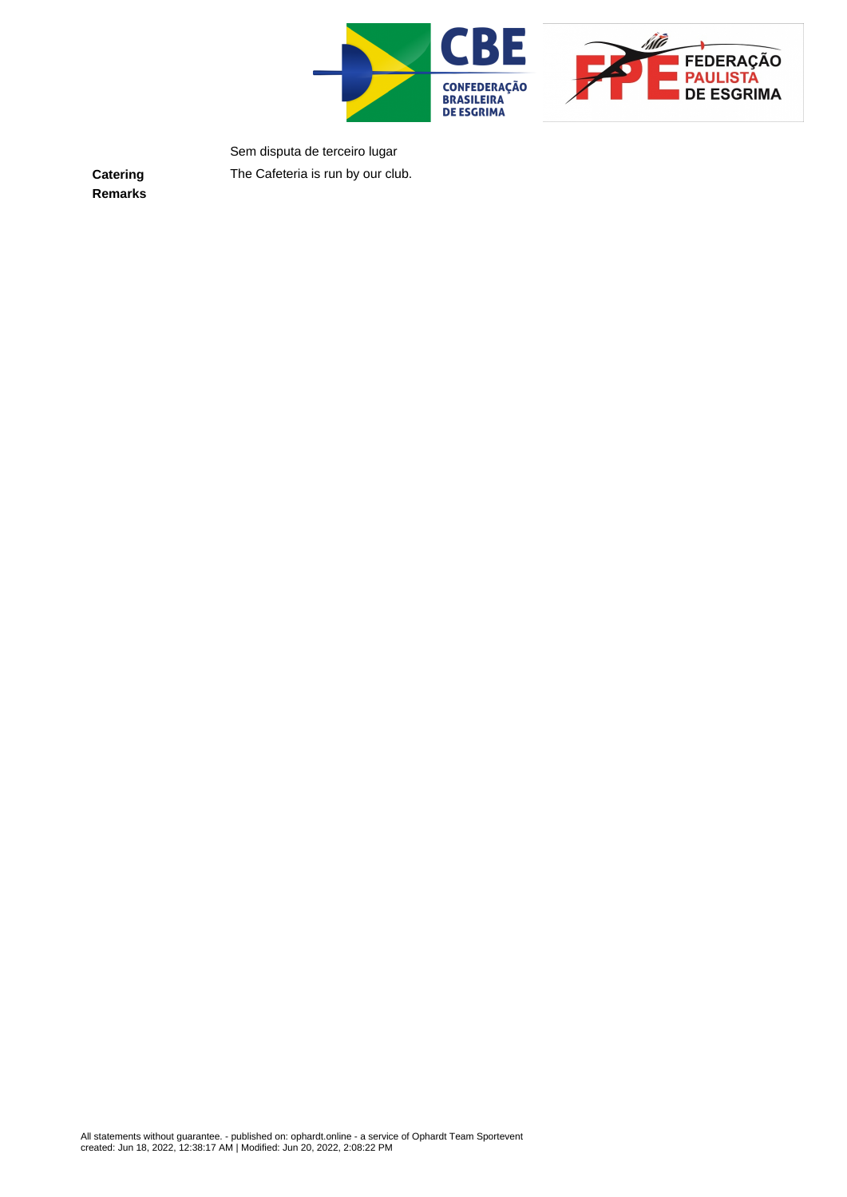| | |
|---|---|
| | Sem disputa de terceiro lugar |
| **Catering** | The Cafeteria is run by our club. |
| **Remarks** | |

All statements without guarantee. - published on: ophardt.online - a service of Ophardt Team Sportevent
created: Jun 18, 2022, 12:38:17 AM | Modified: Jun 20, 2022, 2:08:22 PM